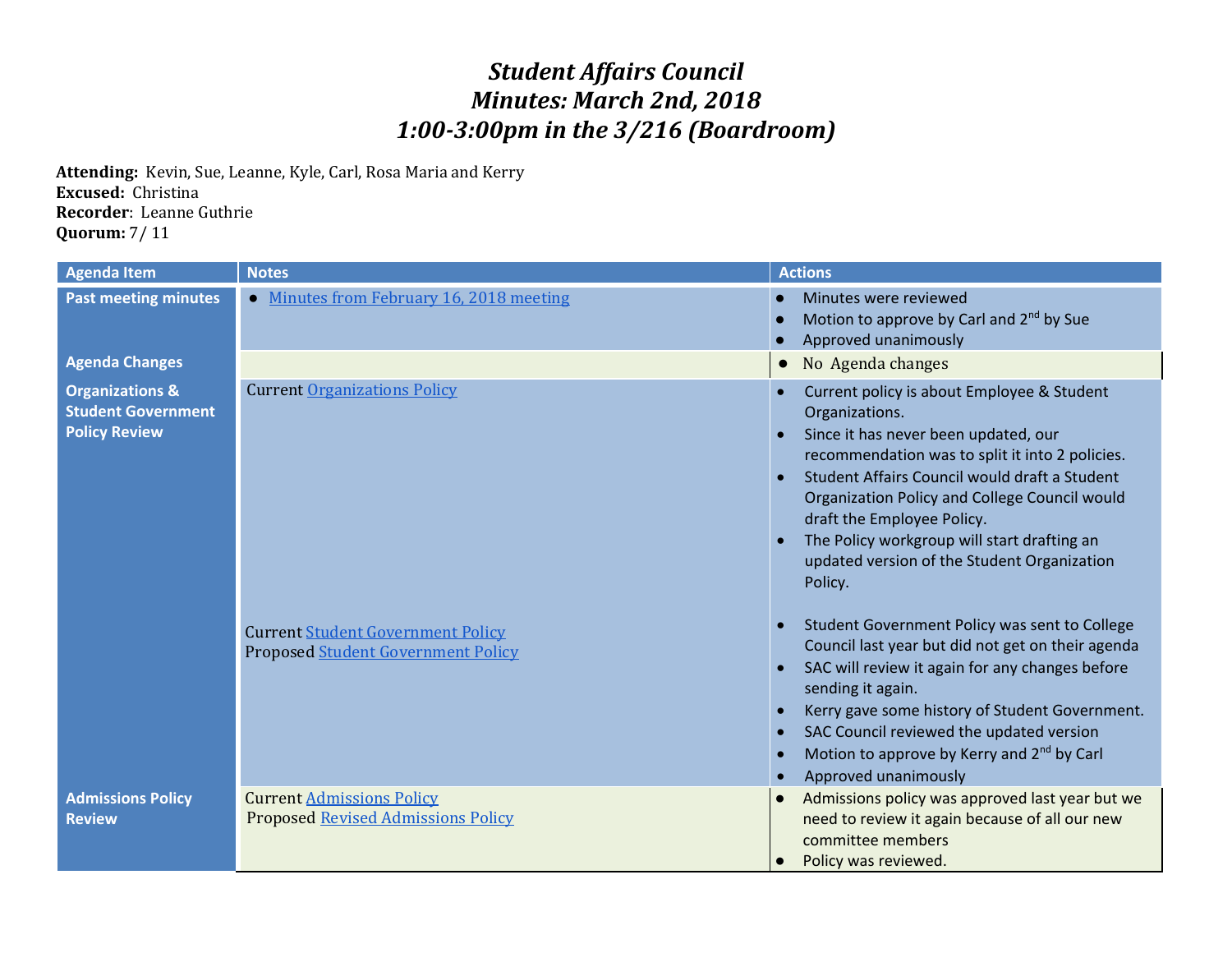# *Student Affairs Council*
# *Minutes: March 2nd, 2018*
# *1:00-3:00pm in the 3/216 (Boardroom)*

**Attending:** Kevin, Sue, Leanne, Kyle, Carl, Rosa Maria and Kerry
**Excused:** Christina
**Recorder**: Leanne Guthrie
**Quorum:** 7/ 11

| Agenda Item | Notes | Actions |
|---|---|---|
| **Past meeting minutes** | • Minutes from February 16, 2018 meeting | • Minutes were reviewed<br>• Motion to approve by Carl and 2nd by Sue<br>• Approved unanimously |
| **Agenda Changes** | | • No Agenda changes |
| **Organizations & Student Government Policy Review** | Current Organizations Policy | • Current policy is about Employee & Student Organizations.<br>• Since it has never been updated, our recommendation was to split it into 2 policies.<br>• Student Affairs Council would draft a Student Organization Policy and College Council would draft the Employee Policy.<br>• The Policy workgroup will start drafting an updated version of the Student Organization Policy. |
| | Current Student Government Policy<br>Proposed Student Government Policy | • Student Government Policy was sent to College Council last year but did not get on their agenda<br>• SAC will review it again for any changes before sending it again.<br>• Kerry gave some history of Student Government.<br>• SAC Council reviewed the updated version<br>• Motion to approve by Kerry and 2nd by Carl<br>• Approved unanimously |
| **Admissions Policy Review** | Current Admissions Policy<br>Proposed Revised Admissions Policy | • Admissions policy was approved last year but we need to review it again because of all our new committee members<br>• Policy was reviewed. |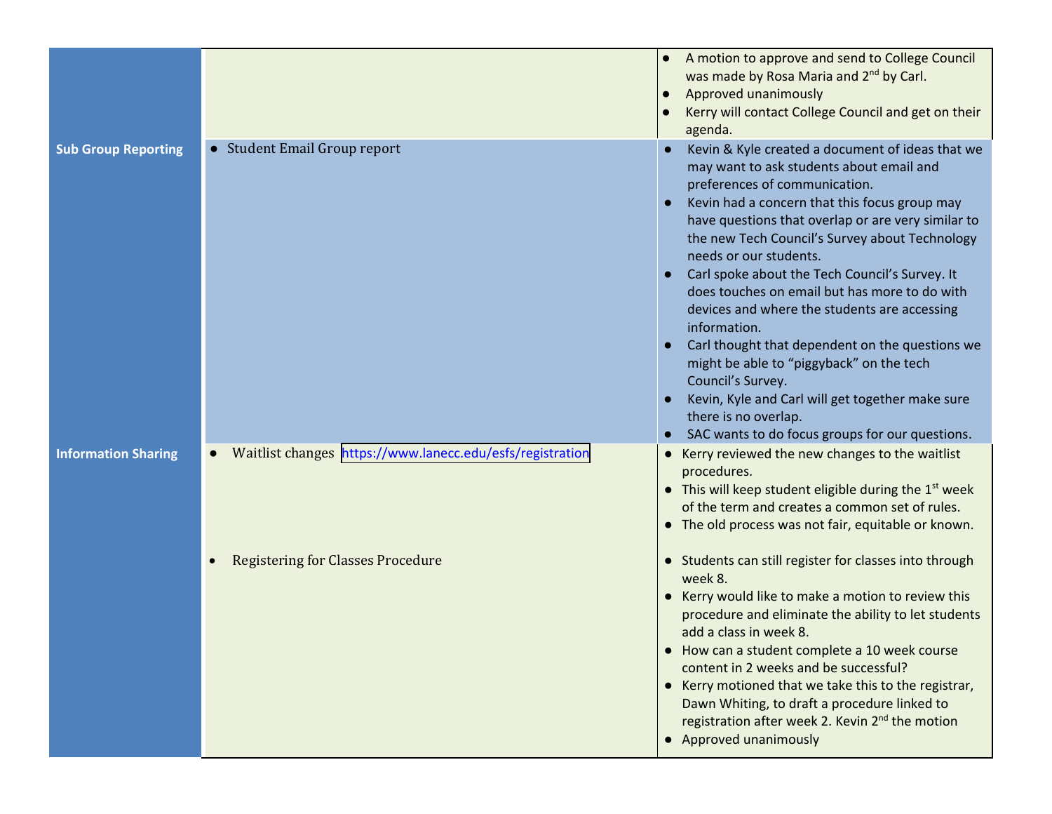| | | |
|---|---|---|
| | | ● A motion to approve and send to College Council was made by Rosa Maria and 2nd by Carl.<br>● Approved unanimously<br>● Kerry will contact College Council and get on their agenda. |
| **Sub Group Reporting** | ● Student Email Group report | ● Kevin & Kyle created a document of ideas that we may want to ask students about email and preferences of communication.<br>● Kevin had a concern that this focus group may have questions that overlap or are very similar to the new Tech Council's Survey about Technology needs or our students.<br>● Carl spoke about the Tech Council's Survey. It does touches on email but has more to do with devices and where the students are accessing information.<br>● Carl thought that dependent on the questions we might be able to "piggyback" on the tech Council's Survey.<br>● Kevin, Kyle and Carl will get together make sure there is no overlap.<br>● SAC wants to do focus groups for our questions. |
| **Information Sharing** | ● Waitlist changes https://www.lanecc.edu/esfs/registration<br><br>● Registering for Classes Procedure | ● Kerry reviewed the new changes to the waitlist procedures.<br>● This will keep student eligible during the 1st week of the term and creates a common set of rules.<br>● The old process was not fair, equitable or known.<br><br>● Students can still register for classes into through week 8.<br>● Kerry would like to make a motion to review this procedure and eliminate the ability to let students add a class in week 8.<br>● How can a student complete a 10 week course content in 2 weeks and be successful?<br>● Kerry motioned that we take this to the registrar, Dawn Whiting, to draft a procedure linked to registration after week 2. Kevin 2nd the motion<br>● Approved unanimously |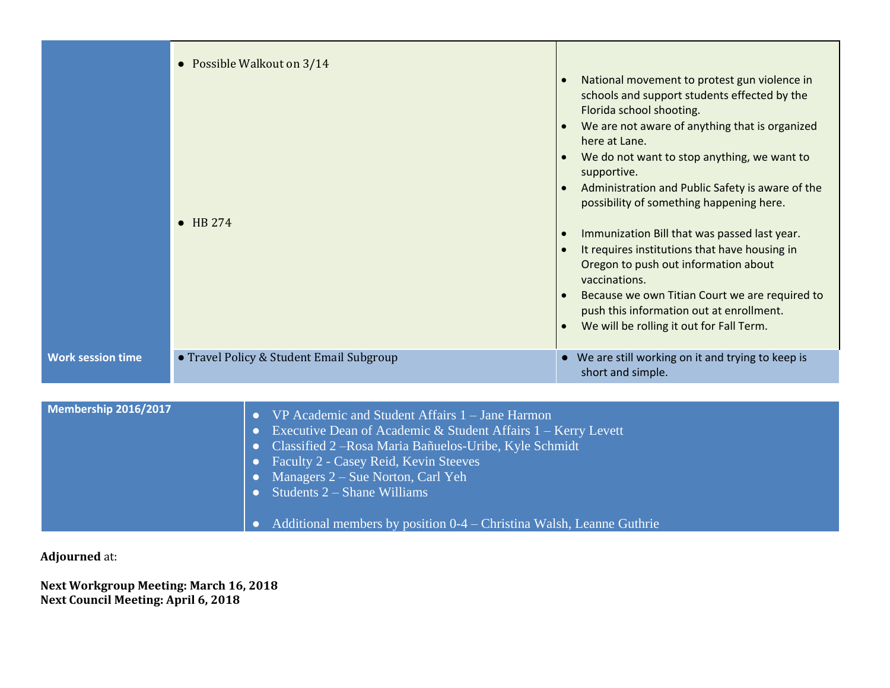| | | |
|---|---|---|
| | • Possible Walkout on 3/14<br><br>• HB 274 | • National movement to protest gun violence in schools and support students effected by the Florida school shooting.<br>• We are not aware of anything that is organized here at Lane.<br>• We do not want to stop anything, we want to supportive.<br>• Administration and Public Safety is aware of the possibility of something happening here.<br><br>• Immunization Bill that was passed last year.<br>• It requires institutions that have housing in Oregon to push out information about vaccinations.<br>• Because we own Titian Court we are required to push this information out at enrollment.<br>• We will be rolling it out for Fall Term. |
| **Work session time** | • Travel Policy & Student Email Subgroup | • We are still working on it and trying to keep is short and simple. |

| | |
|---|---|
| **Membership 2016/2017** | • VP Academic and Student Affairs 1 – Jane Harmon<br>• Executive Dean of Academic & Student Affairs 1 – Kerry Levett<br>• Classified 2 –Rosa Maria Bañuelos-Uribe, Kyle Schmidt<br>• Faculty 2 - Casey Reid, Kevin Steeves<br>• Managers 2 – Sue Norton, Carl Yeh<br>• Students 2 – Shane Williams<br><br>• Additional members by position 0-4 – Christina Walsh, Leanne Guthrie |

**Adjourned** at:

**Next Workgroup Meeting: March 16, 2018**
**Next Council Meeting: April 6, 2018**